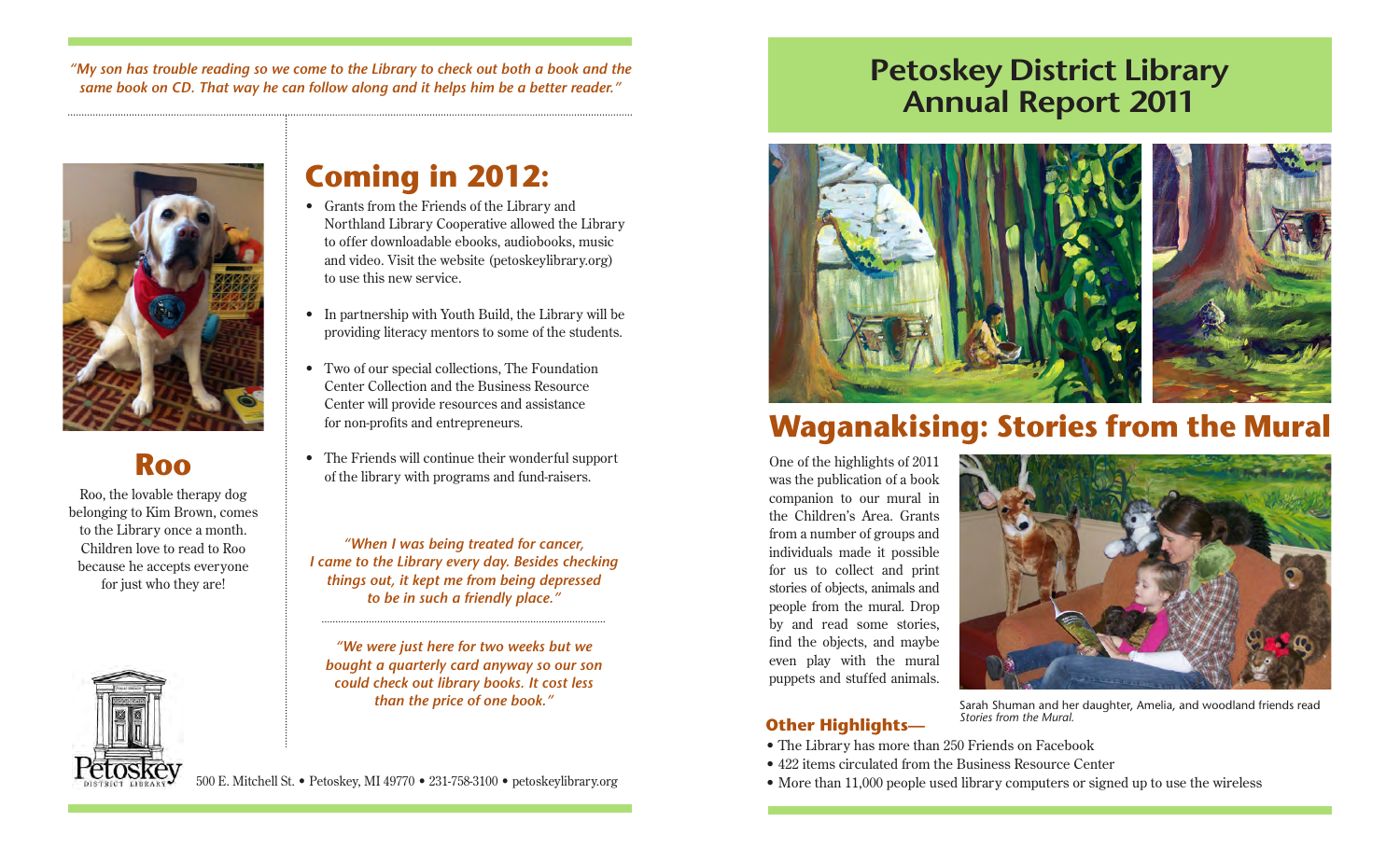*"My son has trouble reading so we come to the Library to check out both a book and the same book on CD. That way he can follow along and it helps him be a better reader."*

## Roo

Roo, the lovable therapy dog belonging to Kim Brown, comes to the Library once a month. Children love to read to Roo because he accepts everyone for just who they are!

## Coming in 2012:

- Grants from the Friends of the Library and Northland Library Cooperative allowed the Library to offer downloadable ebooks, audiobooks, music and video. Visit the website (petoskeylibrary.org) to use this new service.
- In partnership with Youth Build, the Library will be providing literacy mentors to some of the students.
- Two of our special collections, The Foundation Center Collection and the Business Resource Center will provide resources and assistance for non-profits and entrepreneurs.
- The Friends will continue their wonderful support of the library with programs and fund-raisers.

*"When I was being treated for cancer, I came to the Library every day. Besides checking things out, it kept me from being depressed to be in such a friendly place."*

*"We were just here for two weeks but we bought a quarterly card anyway so our son could check out library books. It cost less than the price of one book."*

Petoskey District Library

500 E. Mitchell St. • Petoskey, MI 49770 • 231-758-3100 • petoskeylibrary.org

# Petoskey District Library Annual Report 2011

## Waganakising: Stories from the Mural

One of the highlights of 2011 was the publication of a book companion to our mural in the Children's Area. Grants from a number of groups and individuals made it possible for us to collect and print stories of objects, animals and people from the mural. Drop by and read some stories, find the objects, and maybe even play with the mural puppets and stuffed animals.

Sarah Shuman and her daughter, Amelia, and woodland friends read *Stories from the Mural.*

### Other Highlights—

- The Library has more than 250 Friends on Facebook
- 422 items circulated from the Business Resource Center
- More than 11,000 people used library computers or signed up to use the wireless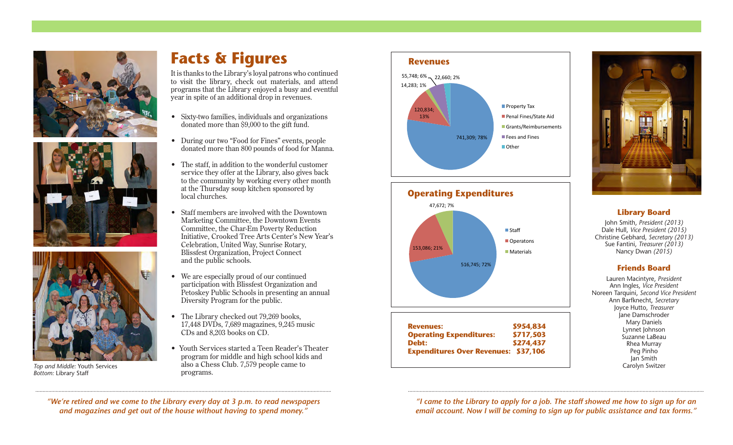Top and Middle: Youth Services
Bottom: Library Staff

# Facts & Figures

It is thanks to the Library's loyal patrons who continued to visit the library, check out materials, and attend programs that the Library enjoyed a busy and eventful year in spite of an additional drop in revenues.

- Sixty-two families, individuals and organizations donated more than $9,000 to the gift fund.
- During our two "Food for Fines" events, people donated more than 800 pounds of food for Manna.
- The staff, in addition to the wonderful customer service they offer at the Library, also gives back to the community by working every other month at the Thursday soup kitchen sponsored by local churches.
- Staff members are involved with the Downtown Marketing Committee, the Downtown Events Committee, the Char-Em Poverty Reduction Initiative, Crooked Tree Arts Center's New Year's Celebration, United Way, Sunrise Rotary, Blissfest Organization, Project Connect and the public schools.
- We are especially proud of our continued participation with Blissfest Organization and Petoskey Public Schools in presenting an annual Diversity Program for the public.
- The Library checked out 79,269 books, 17,448 DVDs, 7,689 magazines, 9,245 music CDs and 8,203 books on CD.
- Youth Services started a Teen Reader's Theater program for middle and high school kids and also a Chess Club. 7,579 people came to programs.

## Revenues

55,748; 6%
22,660; 2%
14,283; 1%
120,834; 13%
741,309; 78%

Property Tax
Penal Fines/State Aid
Grants/Reimbursements
Fees and Fines
Other

## Operating Expenditures

47,672; 7%
153,086; 21%
516,745; 72%

Staff
Operatons
Materials

| | |
|---|---|
| **Revenues:** | **$954,834** |
| **Operating Expenditures:** | **$717,503** |
| **Debt:** | **$274,437** |
| **Expenditures Over Revenues:** | **$37,106** |

## Library Board

John Smith, *President (2013)*
Dale Hull, *Vice President (2015)*
Christine Gebhard, *Secretary (2013)*
Sue Fantini, *Treasurer (2013)*
Nancy Dwan *(2015)*

## Friends Board

Lauren Macintyre, *President*
Ann Ingles, *Vice President*
Noreen Tarquini, *Second Vice President*
Ann Barfknecht, *Secretary*
Joyce Hutto, *Treasurer*
Jane Damschroder
Mary Daniels
Lynnet Johnson
Suzanne LaBeau
Rhea Murray
Peg Pinho
Jan Smith
Carolyn Switzer

*"We're retired and we come to the Library every day at 3 p.m. to read newspapers and magazines and get out of the house without having to spend money."*

*"I came to the Library to apply for a job. The staff showed me how to sign up for an email account. Now I will be coming to sign up for public assistance and tax forms."*